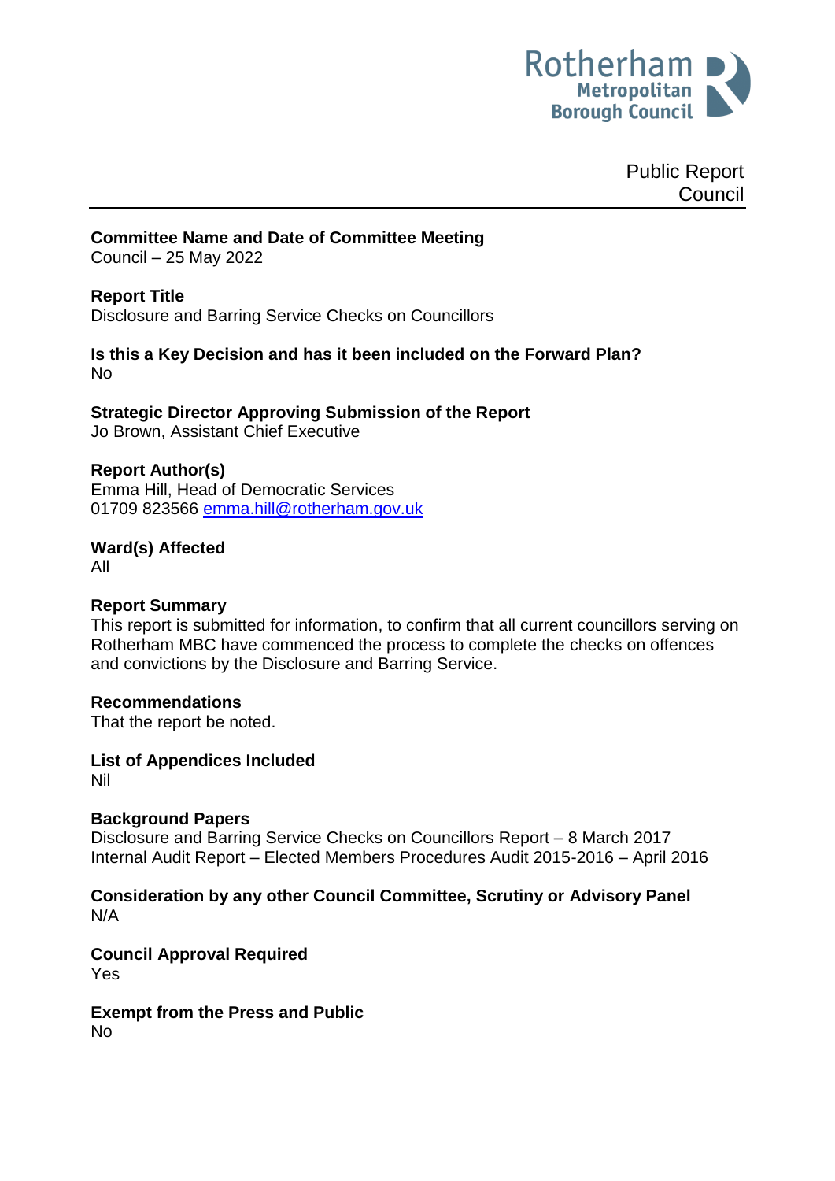Rotherham Metropolitan Borough Council

Public Report
Council

**Committee Name and Date of Committee Meeting**
Council – 25 May 2022

**Report Title**
Disclosure and Barring Service Checks on Councillors

**Is this a Key Decision and has it been included on the Forward Plan?**
No

**Strategic Director Approving Submission of the Report**
Jo Brown, Assistant Chief Executive

**Report Author(s)**
Emma Hill, Head of Democratic Services
01709 823566 emma.hill@rotherham.gov.uk

**Ward(s) Affected**
All

**Report Summary**
This report is submitted for information, to confirm that all current councillors serving on Rotherham MBC have commenced the process to complete the checks on offences and convictions by the Disclosure and Barring Service.

**Recommendations**
That the report be noted.

**List of Appendices Included**
Nil

**Background Papers**
Disclosure and Barring Service Checks on Councillors Report – 8 March 2017
Internal Audit Report – Elected Members Procedures Audit 2015-2016 – April 2016

**Consideration by any other Council Committee, Scrutiny or Advisory Panel**
N/A

**Council Approval Required**
Yes

**Exempt from the Press and Public**
No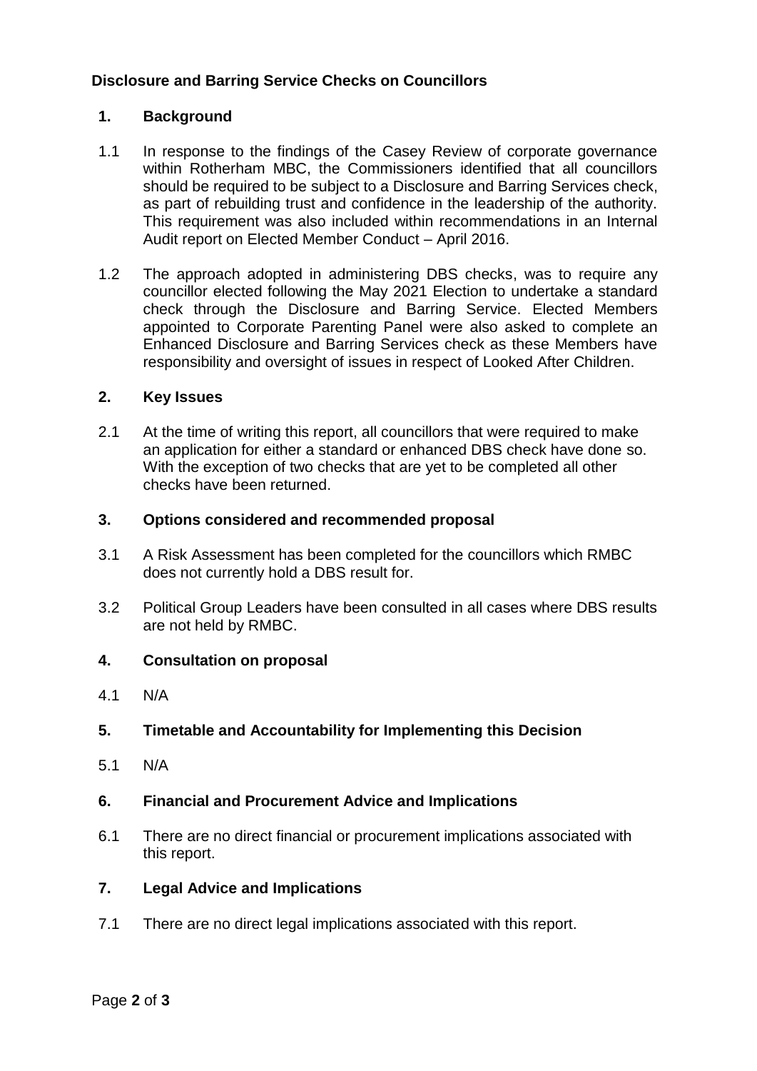**Disclosure and Barring Service Checks on Councillors**

## 1. Background

1.1 In response to the findings of the Casey Review of corporate governance within Rotherham MBC, the Commissioners identified that all councillors should be required to be subject to a Disclosure and Barring Services check, as part of rebuilding trust and confidence in the leadership of the authority. This requirement was also included within recommendations in an Internal Audit report on Elected Member Conduct – April 2016.

1.2 The approach adopted in administering DBS checks, was to require any councillor elected following the May 2021 Election to undertake a standard check through the Disclosure and Barring Service. Elected Members appointed to Corporate Parenting Panel were also asked to complete an Enhanced Disclosure and Barring Services check as these Members have responsibility and oversight of issues in respect of Looked After Children.

## 2. Key Issues

2.1 At the time of writing this report, all councillors that were required to make an application for either a standard or enhanced DBS check have done so. With the exception of two checks that are yet to be completed all other checks have been returned.

## 3. Options considered and recommended proposal

3.1 A Risk Assessment has been completed for the councillors which RMBC does not currently hold a DBS result for.

3.2 Political Group Leaders have been consulted in all cases where DBS results are not held by RMBC.

## 4. Consultation on proposal

4.1 N/A

## 5. Timetable and Accountability for Implementing this Decision

5.1 N/A

## 6. Financial and Procurement Advice and Implications

6.1 There are no direct financial or procurement implications associated with this report.

## 7. Legal Advice and Implications

7.1 There are no direct legal implications associated with this report.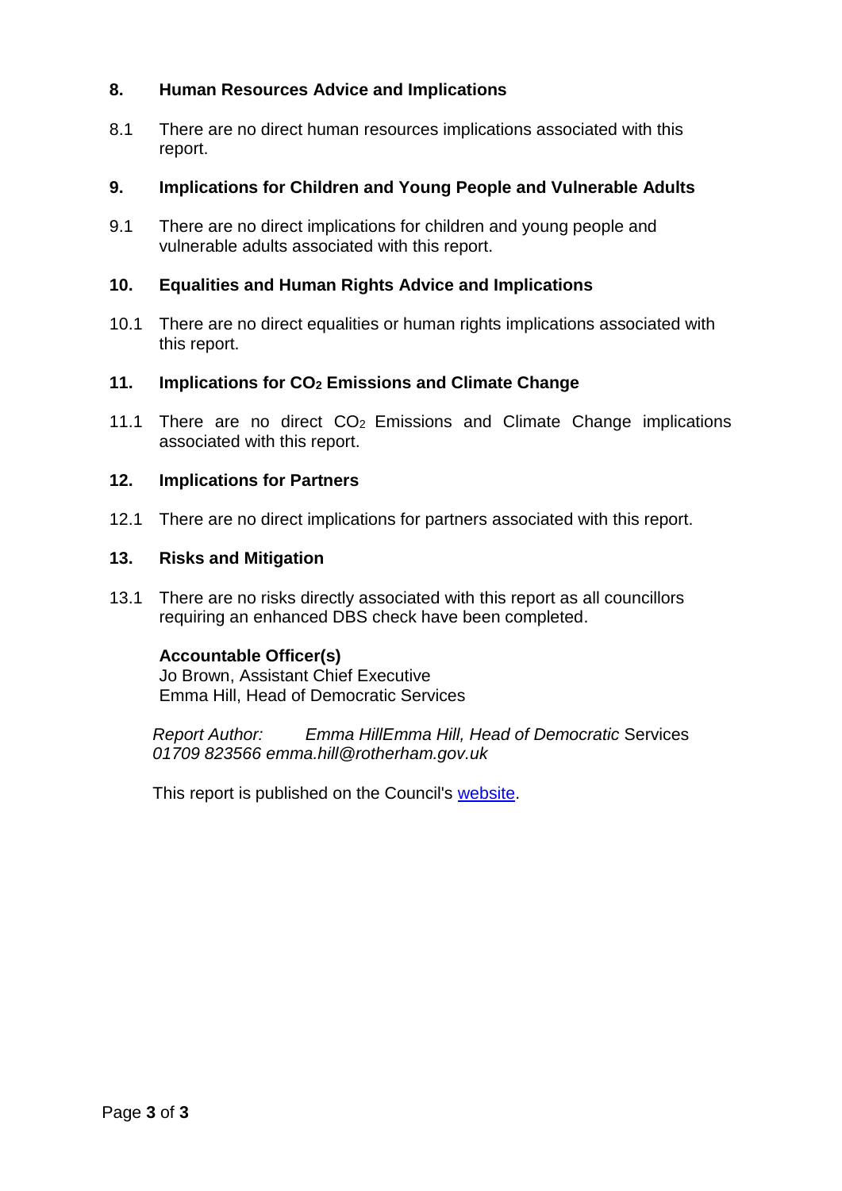## 8. Human Resources Advice and Implications

8.1 There are no direct human resources implications associated with this report.

## 9. Implications for Children and Young People and Vulnerable Adults

9.1 There are no direct implications for children and young people and vulnerable adults associated with this report.

## 10. Equalities and Human Rights Advice and Implications

10.1 There are no direct equalities or human rights implications associated with this report.

## 11. Implications for $CO_2$ Emissions and Climate Change

11.1 There are no direct $CO_2$ Emissions and Climate Change implications associated with this report.

## 12. Implications for Partners

12.1 There are no direct implications for partners associated with this report.

## 13. Risks and Mitigation

13.1 There are no risks directly associated with this report as all councillors requiring an enhanced DBS check have been completed.

**Accountable Officer(s)**
Jo Brown, Assistant Chief Executive
Emma Hill, Head of Democratic Services

*Report Author: Emma HillEmma Hill, Head of Democratic* Services
*01709 823566 emma.hill@rotherham.gov.uk*

This report is published on the Council's [website](website).